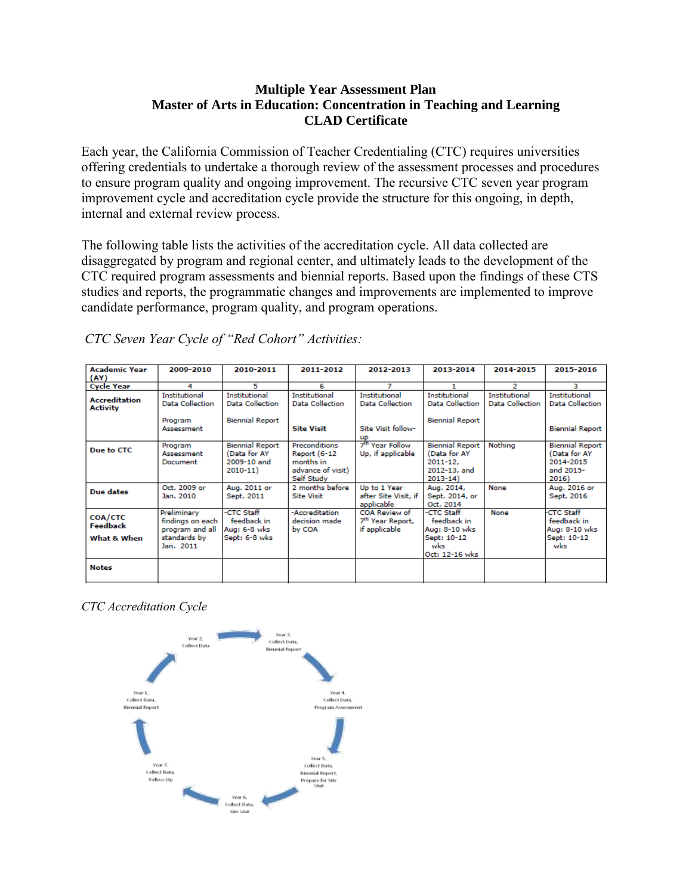**Multiple Year Assessment Plan**
**Master of Arts in Education: Concentration in Teaching and Learning**
**CLAD Certificate**

Each year, the California Commission of Teacher Credentialing (CTC) requires universities offering credentials to undertake a thorough review of the assessment processes and procedures to ensure program quality and ongoing improvement. The recursive CTC seven year program improvement cycle and accreditation cycle provide the structure for this ongoing, in depth, internal and external review process.

The following table lists the activities of the accreditation cycle. All data collected are disaggregated by program and regional center, and ultimately leads to the development of the CTC required program assessments and biennial reports. Based upon the findings of these CTS studies and reports, the programmatic changes and improvements are implemented to improve candidate performance, program quality, and program operations.

*CTC Seven Year Cycle of "Red Cohort" Activities:*

| Academic Year (AY) | 2009-2010 | 2010-2011 | 2011-2012 | 2012-2013 | 2013-2014 | 2014-2015 | 2015-2016 |
|---|---|---|---|---|---|---|---|
| Cycle Year | 4 | 5 | 6 | 7 | 1 | 2 | 3 |
| Accreditation Activity | Institutional Data Collection<br><br>Program Assessment | Institutional Data Collection<br><br>Biennial Report | Institutional Data Collection<br><br>**Site Visit** | Institutional Data Collection<br><br>Site Visit follow-up | Institutional Data Collection<br><br>Biennial Report | Institutional Data Collection | Institutional Data Collection<br><br>Biennial Report |
| Due to CTC | Program Assessment Document | Biennial Report (Data for AY 2009-10 and 2010-11) | Preconditions Report (6-12 months in advance of visit) Self Study | 7th Year Follow Up, if applicable | Biennial Report (Data for AY 2011-12, 2012-13, and 2013-14) | Nothing | Biennial Report (Data for AY 2014-2015 and 2015-2016) |
| Due dates | Oct. 2009 or Jan. 2010 | Aug. 2011 or Sept. 2011 | 2 months before Site Visit | Up to 1 Year after Site Visit, if applicable | Aug. 2014, Sept. 2014, or Oct. 2014 | None | Aug. 2016 or Sept. 2016 |
| COA/CTC Feedback<br><br>What & When | Preliminary findings on each program and all standards by Jan. 2011 | -CTC Staff feedback in Aug: 6-8 wks Sept: 6-8 wks | -Accreditation decision made by COA | COA Review of 7th Year Report, if applicable | -CTC Staff feedback in Aug: 8-10 wks Sept: 10-12 wks Oct: 12-16 wks | None | -CTC Staff feedback in Aug: 8-10 wks Sept: 10-12 wks |
| Notes | | | | | | | |

*CTC Accreditation Cycle*

Year 1, Collect Data, Biennial Report → Year 2, Collect Data → Year 3, Collect Data, Biennial Report → Year 4, Collect Data, Program Assessment → Year 5, Collect Data, Biennial Report, Prepare for Site Visit → Year 6, Collect Data, Site Visit → Year 7, Collect Data, Follow-Up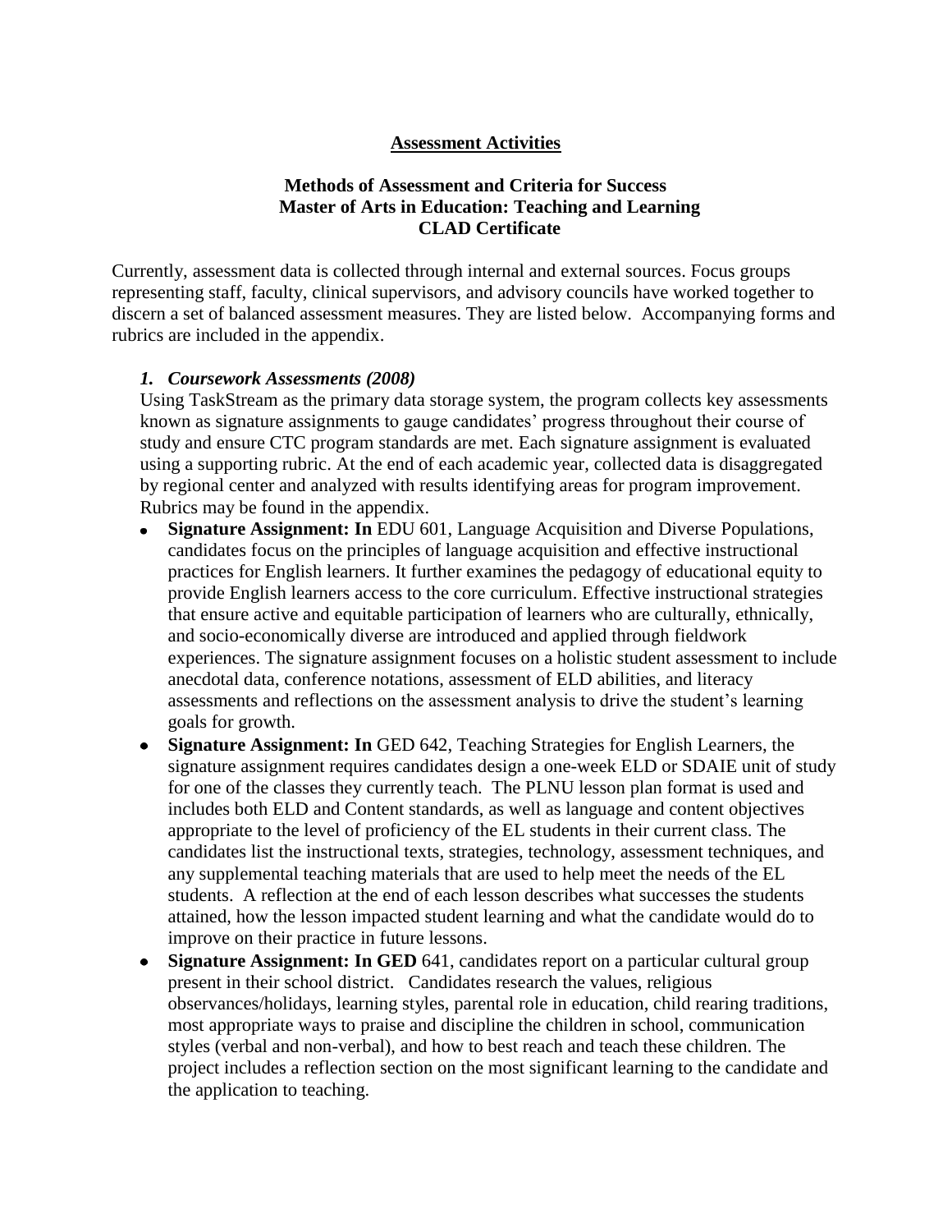## Assessment Activities

### Methods of Assessment and Criteria for Success
### Master of Arts in Education: Teaching and Learning
### CLAD Certificate

Currently, assessment data is collected through internal and external sources. Focus groups representing staff, faculty, clinical supervisors, and advisory councils have worked together to discern a set of balanced assessment measures. They are listed below. Accompanying forms and rubrics are included in the appendix.

***1. Coursework Assessments (2008)***

Using TaskStream as the primary data storage system, the program collects key assessments known as signature assignments to gauge candidates' progress throughout their course of study and ensure CTC program standards are met. Each signature assignment is evaluated using a supporting rubric. At the end of each academic year, collected data is disaggregated by regional center and analyzed with results identifying areas for program improvement. Rubrics may be found in the appendix.

- **Signature Assignment: In** EDU 601, Language Acquisition and Diverse Populations, candidates focus on the principles of language acquisition and effective instructional practices for English learners. It further examines the pedagogy of educational equity to provide English learners access to the core curriculum. Effective instructional strategies that ensure active and equitable participation of learners who are culturally, ethnically, and socio-economically diverse are introduced and applied through fieldwork experiences. The signature assignment focuses on a holistic student assessment to include anecdotal data, conference notations, assessment of ELD abilities, and literacy assessments and reflections on the assessment analysis to drive the student's learning goals for growth.
- **Signature Assignment: In** GED 642, Teaching Strategies for English Learners, the signature assignment requires candidates design a one-week ELD or SDAIE unit of study for one of the classes they currently teach. The PLNU lesson plan format is used and includes both ELD and Content standards, as well as language and content objectives appropriate to the level of proficiency of the EL students in their current class. The candidates list the instructional texts, strategies, technology, assessment techniques, and any supplemental teaching materials that are used to help meet the needs of the EL students. A reflection at the end of each lesson describes what successes the students attained, how the lesson impacted student learning and what the candidate would do to improve on their practice in future lessons.
- **Signature Assignment: In GED** 641, candidates report on a particular cultural group present in their school district. Candidates research the values, religious observances/holidays, learning styles, parental role in education, child rearing traditions, most appropriate ways to praise and discipline the children in school, communication styles (verbal and non-verbal), and how to best reach and teach these children. The project includes a reflection section on the most significant learning to the candidate and the application to teaching.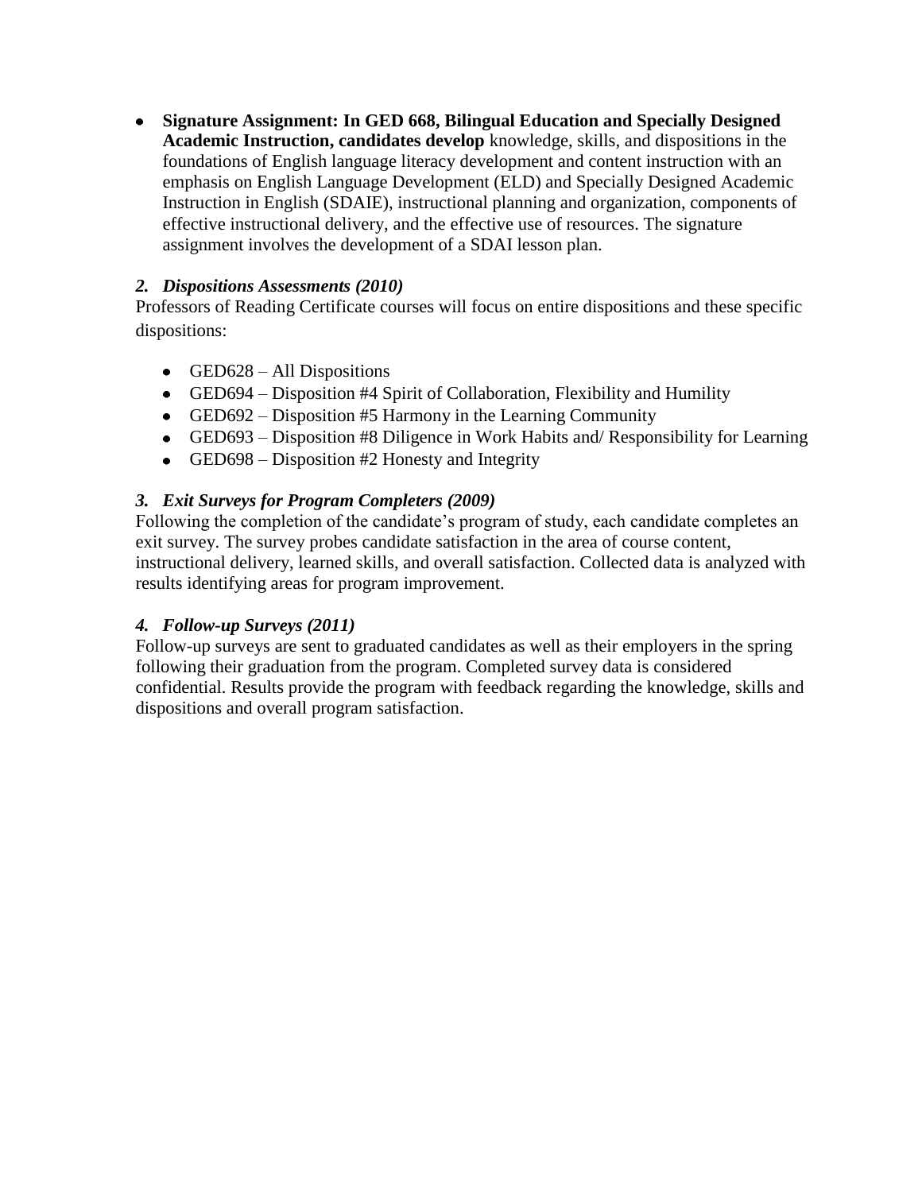- **Signature Assignment: In GED 668, Bilingual Education and Specially Designed Academic Instruction, candidates develop** knowledge, skills, and dispositions in the foundations of English language literacy development and content instruction with an emphasis on English Language Development (ELD) and Specially Designed Academic Instruction in English (SDAIE), instructional planning and organization, components of effective instructional delivery, and the effective use of resources. The signature assignment involves the development of a SDAI lesson plan.

### *2. Dispositions Assessments (2010)*

Professors of Reading Certificate courses will focus on entire dispositions and these specific dispositions:

- GED628 – All Dispositions
- GED694 – Disposition #4 Spirit of Collaboration, Flexibility and Humility
- GED692 – Disposition #5 Harmony in the Learning Community
- GED693 – Disposition #8 Diligence in Work Habits and/ Responsibility for Learning
- GED698 – Disposition #2 Honesty and Integrity

### *3. Exit Surveys for Program Completers (2009)*

Following the completion of the candidate's program of study, each candidate completes an exit survey. The survey probes candidate satisfaction in the area of course content, instructional delivery, learned skills, and overall satisfaction. Collected data is analyzed with results identifying areas for program improvement.

### *4. Follow-up Surveys (2011)*

Follow-up surveys are sent to graduated candidates as well as their employers in the spring following their graduation from the program. Completed survey data is considered confidential. Results provide the program with feedback regarding the knowledge, skills and dispositions and overall program satisfaction.